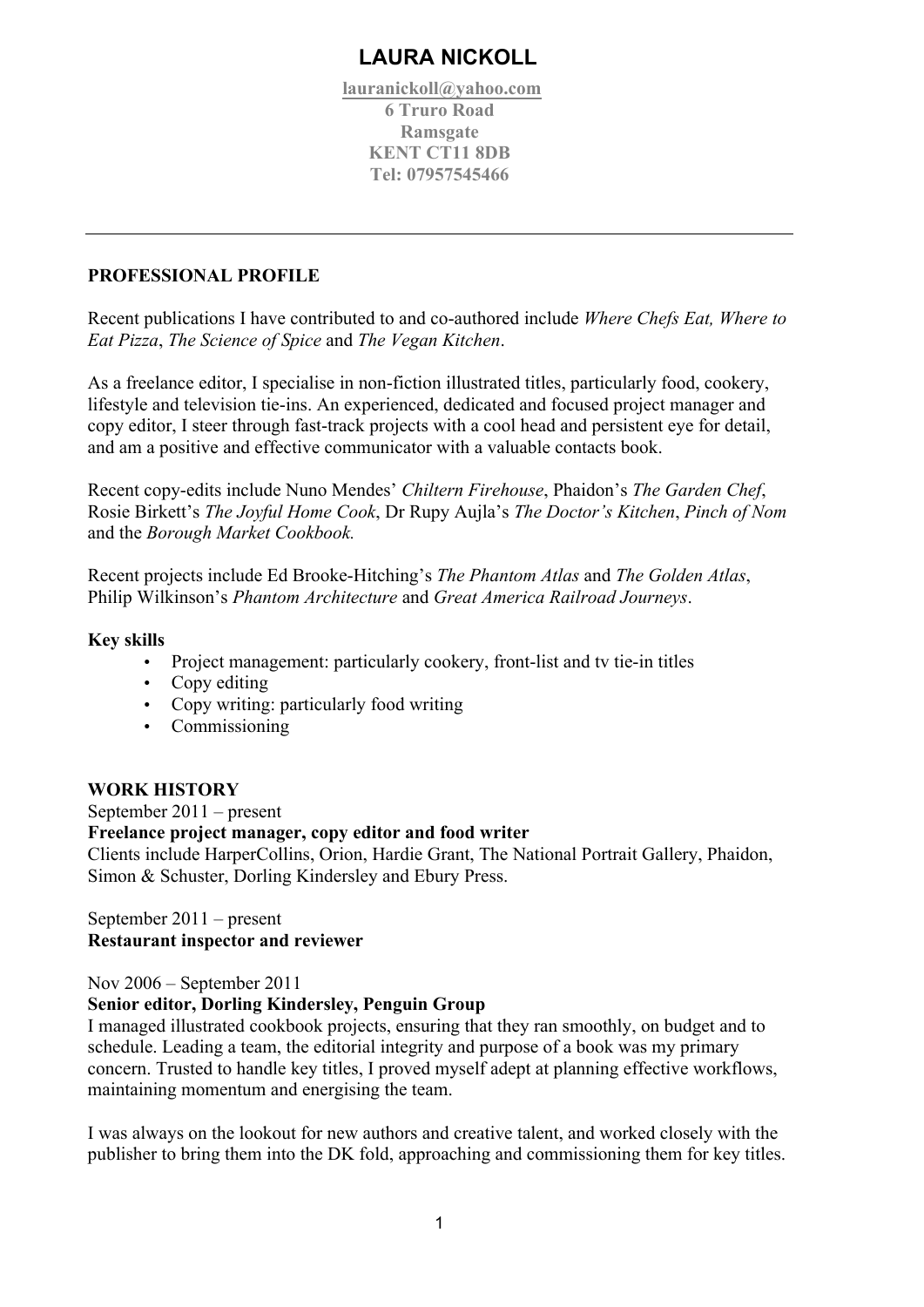# LAURA NICKOLL

**lauranickoll@yahoo.com**
**6 Truro Road**
**Ramsgate**
**KENT CT11 8DB**
**Tel: 07957545466**

---

## PROFESSIONAL PROFILE

Recent publications I have contributed to and co-authored include *Where Chefs Eat, Where to Eat Pizza*, *The Science of Spice* and *The Vegan Kitchen*.

As a freelance editor, I specialise in non-fiction illustrated titles, particularly food, cookery, lifestyle and television tie-ins. An experienced, dedicated and focused project manager and copy editor, I steer through fast-track projects with a cool head and persistent eye for detail, and am a positive and effective communicator with a valuable contacts book.

Recent copy-edits include Nuno Mendes' *Chiltern Firehouse*, Phaidon's *The Garden Chef*, Rosie Birkett's *The Joyful Home Cook*, Dr Rupy Aujla's *The Doctor's Kitchen*, *Pinch of Nom* and the *Borough Market Cookbook.*

Recent projects include Ed Brooke-Hitching's *The Phantom Atlas* and *The Golden Atlas*, Philip Wilkinson's *Phantom Architecture* and *Great America Railroad Journeys*.

### Key skills

- Project management: particularly cookery, front-list and tv tie-in titles
- Copy editing
- Copy writing: particularly food writing
- Commissioning

## WORK HISTORY

September 2011 – present
**Freelance project manager, copy editor and food writer**
Clients include HarperCollins, Orion, Hardie Grant, The National Portrait Gallery, Phaidon, Simon & Schuster, Dorling Kindersley and Ebury Press.

September 2011 – present
**Restaurant inspector and reviewer**

Nov 2006 – September 2011
**Senior editor, Dorling Kindersley, Penguin Group**
I managed illustrated cookbook projects, ensuring that they ran smoothly, on budget and to schedule. Leading a team, the editorial integrity and purpose of a book was my primary concern. Trusted to handle key titles, I proved myself adept at planning effective workflows, maintaining momentum and energising the team.

I was always on the lookout for new authors and creative talent, and worked closely with the publisher to bring them into the DK fold, approaching and commissioning them for key titles.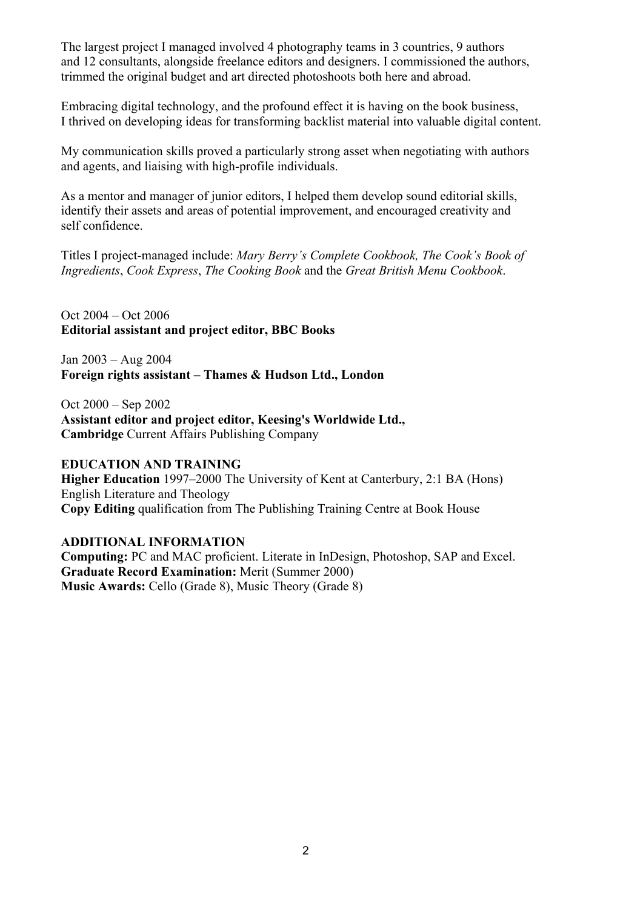The largest project I managed involved 4 photography teams in 3 countries, 9 authors and 12 consultants, alongside freelance editors and designers. I commissioned the authors, trimmed the original budget and art directed photoshoots both here and abroad.

Embracing digital technology, and the profound effect it is having on the book business, I thrived on developing ideas for transforming backlist material into valuable digital content.

My communication skills proved a particularly strong asset when negotiating with authors and agents, and liaising with high-profile individuals.

As a mentor and manager of junior editors, I helped them develop sound editorial skills, identify their assets and areas of potential improvement, and encouraged creativity and self confidence.

Titles I project-managed include: *Mary Berry's Complete Cookbook, The Cook's Book of Ingredients*, *Cook Express*, *The Cooking Book* and the *Great British Menu Cookbook*.

Oct 2004 – Oct 2006
**Editorial assistant and project editor, BBC Books**

Jan 2003 – Aug 2004
**Foreign rights assistant – Thames & Hudson Ltd., London**

Oct 2000 – Sep 2002
**Assistant editor and project editor, Keesing's Worldwide Ltd., Cambridge** Current Affairs Publishing Company

**EDUCATION AND TRAINING**
**Higher Education** 1997–2000 The University of Kent at Canterbury, 2:1 BA (Hons) English Literature and Theology
**Copy Editing** qualification from The Publishing Training Centre at Book House

**ADDITIONAL INFORMATION**
**Computing:** PC and MAC proficient. Literate in InDesign, Photoshop, SAP and Excel.
**Graduate Record Examination:** Merit (Summer 2000)
**Music Awards:** Cello (Grade 8), Music Theory (Grade 8)